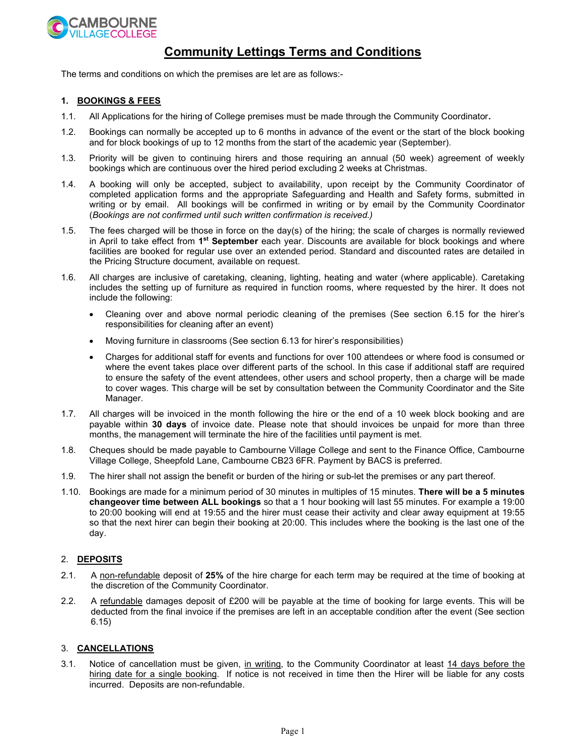# Community Lettings Terms and Conditions

The terms and conditions on which the premises are let are as follows:-

## 1. BOOKINGS & FEES

1.1. All Applications for the hiring of College premises must be made through the Community Coordinator**.**

1.2. Bookings can normally be accepted up to 6 months in advance of the event or the start of the block booking and for block bookings of up to 12 months from the start of the academic year (September).

1.3. Priority will be given to continuing hirers and those requiring an annual (50 week) agreement of weekly bookings which are continuous over the hired period excluding 2 weeks at Christmas.

1.4. A booking will only be accepted, subject to availability, upon receipt by the Community Coordinator of completed application forms and the appropriate Safeguarding and Health and Safety forms, submitted in writing or by email. All bookings will be confirmed in writing or by email by the Community Coordinator (*Bookings are not confirmed until such written confirmation is received.)*

1.5. The fees charged will be those in force on the day(s) of the hiring; the scale of charges is normally reviewed in April to take effect from **1st September** each year. Discounts are available for block bookings and where facilities are booked for regular use over an extended period. Standard and discounted rates are detailed in the Pricing Structure document, available on request.

1.6. All charges are inclusive of caretaking, cleaning, lighting, heating and water (where applicable). Caretaking includes the setting up of furniture as required in function rooms, where requested by the hirer. It does not include the following:

- Cleaning over and above normal periodic cleaning of the premises (See section 6.15 for the hirer's responsibilities for cleaning after an event)
- Moving furniture in classrooms (See section 6.13 for hirer's responsibilities)
- Charges for additional staff for events and functions for over 100 attendees or where food is consumed or where the event takes place over different parts of the school. In this case if additional staff are required to ensure the safety of the event attendees, other users and school property, then a charge will be made to cover wages. This charge will be set by consultation between the Community Coordinator and the Site Manager.

1.7. All charges will be invoiced in the month following the hire or the end of a 10 week block booking and are payable within **30 days** of invoice date. Please note that should invoices be unpaid for more than three months, the management will terminate the hire of the facilities until payment is met.

1.8. Cheques should be made payable to Cambourne Village College and sent to the Finance Office, Cambourne Village College, Sheepfold Lane, Cambourne CB23 6FR. Payment by BACS is preferred.

1.9. The hirer shall not assign the benefit or burden of the hiring or sub-let the premises or any part thereof.

1.10. Bookings are made for a minimum period of 30 minutes in multiples of 15 minutes. **There will be a 5 minutes changeover time between ALL bookings** so that a 1 hour booking will last 55 minutes. For example a 19:00 to 20:00 booking will end at 19:55 and the hirer must cease their activity and clear away equipment at 19:55 so that the next hirer can begin their booking at 20:00. This includes where the booking is the last one of the day.

## 2. DEPOSITS

2.1. A non-refundable deposit of **25%** of the hire charge for each term may be required at the time of booking at the discretion of the Community Coordinator.

2.2. A refundable damages deposit of £200 will be payable at the time of booking for large events. This will be deducted from the final invoice if the premises are left in an acceptable condition after the event (See section 6.15)

## 3. CANCELLATIONS

3.1. Notice of cancellation must be given, in writing, to the Community Coordinator at least 14 days before the hiring date for a single booking. If notice is not received in time then the Hirer will be liable for any costs incurred. Deposits are non-refundable.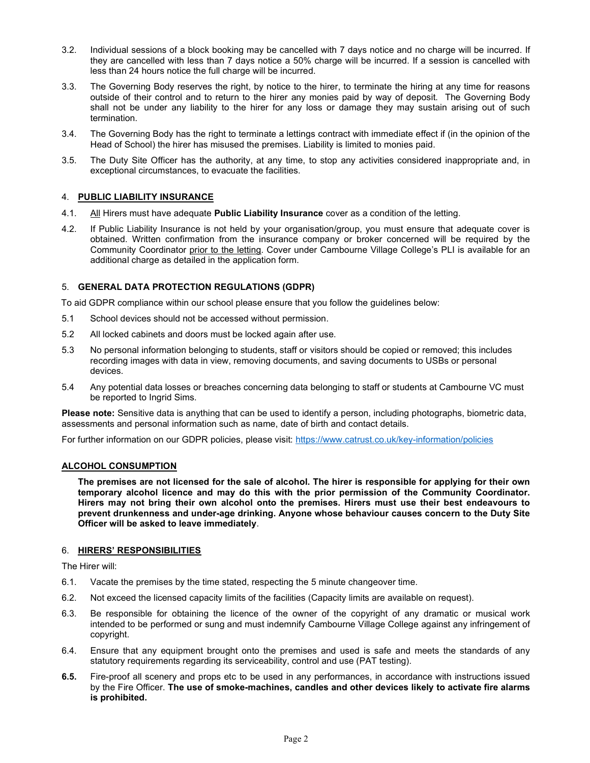3.2. Individual sessions of a block booking may be cancelled with 7 days notice and no charge will be incurred. If they are cancelled with less than 7 days notice a 50% charge will be incurred. If a session is cancelled with less than 24 hours notice the full charge will be incurred.

3.3. The Governing Body reserves the right, by notice to the hirer, to terminate the hiring at any time for reasons outside of their control and to return to the hirer any monies paid by way of deposit. The Governing Body shall not be under any liability to the hirer for any loss or damage they may sustain arising out of such termination.

3.4. The Governing Body has the right to terminate a lettings contract with immediate effect if (in the opinion of the Head of School) the hirer has misused the premises. Liability is limited to monies paid.

3.5. The Duty Site Officer has the authority, at any time, to stop any activities considered inappropriate and, in exceptional circumstances, to evacuate the facilities.

## 4. PUBLIC LIABILITY INSURANCE

4.1. All Hirers must have adequate **Public Liability Insurance** cover as a condition of the letting.

4.2. If Public Liability Insurance is not held by your organisation/group, you must ensure that adequate cover is obtained. Written confirmation from the insurance company or broker concerned will be required by the Community Coordinator prior to the letting. Cover under Cambourne Village College's PLI is available for an additional charge as detailed in the application form.

## 5. GENERAL DATA PROTECTION REGULATIONS (GDPR)

To aid GDPR compliance within our school please ensure that you follow the guidelines below:

5.1 School devices should not be accessed without permission.

5.2 All locked cabinets and doors must be locked again after use.

5.3 No personal information belonging to students, staff or visitors should be copied or removed; this includes recording images with data in view, removing documents, and saving documents to USBs or personal devices.

5.4 Any potential data losses or breaches concerning data belonging to staff or students at Cambourne VC must be reported to Ingrid Sims.

**Please note:** Sensitive data is anything that can be used to identify a person, including photographs, biometric data, assessments and personal information such as name, date of birth and contact details.

For further information on our GDPR policies, please visit: https://www.catrust.co.uk/key-information/policies

## ALCOHOL CONSUMPTION

**The premises are not licensed for the sale of alcohol. The hirer is responsible for applying for their own temporary alcohol licence and may do this with the prior permission of the Community Coordinator. Hirers may not bring their own alcohol onto the premises. Hirers must use their best endeavours to prevent drunkenness and under-age drinking. Anyone whose behaviour causes concern to the Duty Site Officer will be asked to leave immediately**.

## 6. HIRERS' RESPONSIBILITIES

The Hirer will:

6.1. Vacate the premises by the time stated, respecting the 5 minute changeover time.

6.2. Not exceed the licensed capacity limits of the facilities (Capacity limits are available on request).

6.3. Be responsible for obtaining the licence of the owner of the copyright of any dramatic or musical work intended to be performed or sung and must indemnify Cambourne Village College against any infringement of copyright.

6.4. Ensure that any equipment brought onto the premises and used is safe and meets the standards of any statutory requirements regarding its serviceability, control and use (PAT testing).

**6.5.** Fire-proof all scenery and props etc to be used in any performances, in accordance with instructions issued by the Fire Officer. **The use of smoke-machines, candles and other devices likely to activate fire alarms is prohibited.**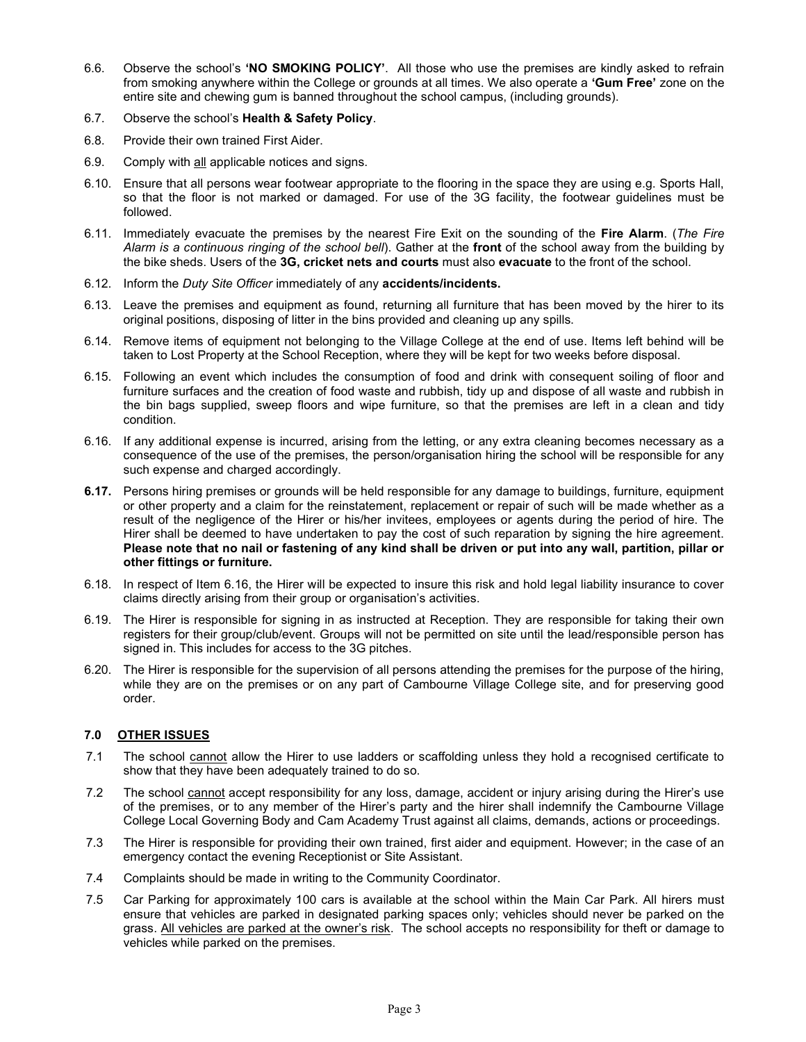6.6. Observe the school's **'NO SMOKING POLICY'**. All those who use the premises are kindly asked to refrain from smoking anywhere within the College or grounds at all times. We also operate a **'Gum Free'** zone on the entire site and chewing gum is banned throughout the school campus, (including grounds).

6.7. Observe the school's **Health & Safety Policy**.

6.8. Provide their own trained First Aider.

6.9. Comply with <u>all</u> applicable notices and signs.

6.10. Ensure that all persons wear footwear appropriate to the flooring in the space they are using e.g. Sports Hall, so that the floor is not marked or damaged. For use of the 3G facility, the footwear guidelines must be followed.

6.11. Immediately evacuate the premises by the nearest Fire Exit on the sounding of the **Fire Alarm**. (*The Fire Alarm is a continuous ringing of the school bell*). Gather at the **front** of the school away from the building by the bike sheds. Users of the **3G, cricket nets and courts** must also **evacuate** to the front of the school.

6.12. Inform the *Duty Site Officer* immediately of any **accidents/incidents.**

6.13. Leave the premises and equipment as found, returning all furniture that has been moved by the hirer to its original positions, disposing of litter in the bins provided and cleaning up any spills.

6.14. Remove items of equipment not belonging to the Village College at the end of use. Items left behind will be taken to Lost Property at the School Reception, where they will be kept for two weeks before disposal.

6.15. Following an event which includes the consumption of food and drink with consequent soiling of floor and furniture surfaces and the creation of food waste and rubbish, tidy up and dispose of all waste and rubbish in the bin bags supplied, sweep floors and wipe furniture, so that the premises are left in a clean and tidy condition.

6.16. If any additional expense is incurred, arising from the letting, or any extra cleaning becomes necessary as a consequence of the use of the premises, the person/organisation hiring the school will be responsible for any such expense and charged accordingly.

**6.17.** Persons hiring premises or grounds will be held responsible for any damage to buildings, furniture, equipment or other property and a claim for the reinstatement, replacement or repair of such will be made whether as a result of the negligence of the Hirer or his/her invitees, employees or agents during the period of hire. The Hirer shall be deemed to have undertaken to pay the cost of such reparation by signing the hire agreement. **Please note that no nail or fastening of any kind shall be driven or put into any wall, partition, pillar or other fittings or furniture.**

6.18. In respect of Item 6.16, the Hirer will be expected to insure this risk and hold legal liability insurance to cover claims directly arising from their group or organisation's activities.

6.19. The Hirer is responsible for signing in as instructed at Reception. They are responsible for taking their own registers for their group/club/event. Groups will not be permitted on site until the lead/responsible person has signed in. This includes for access to the 3G pitches.

6.20. The Hirer is responsible for the supervision of all persons attending the premises for the purpose of the hiring, while they are on the premises or on any part of Cambourne Village College site, and for preserving good order.

## 7.0 <u>OTHER ISSUES</u>

7.1 The school <u>cannot</u> allow the Hirer to use ladders or scaffolding unless they hold a recognised certificate to show that they have been adequately trained to do so.

7.2 The school <u>cannot</u> accept responsibility for any loss, damage, accident or injury arising during the Hirer's use of the premises, or to any member of the Hirer's party and the hirer shall indemnify the Cambourne Village College Local Governing Body and Cam Academy Trust against all claims, demands, actions or proceedings.

7.3 The Hirer is responsible for providing their own trained, first aider and equipment. However; in the case of an emergency contact the evening Receptionist or Site Assistant.

7.4 Complaints should be made in writing to the Community Coordinator.

7.5 Car Parking for approximately 100 cars is available at the school within the Main Car Park. All hirers must ensure that vehicles are parked in designated parking spaces only; vehicles should never be parked on the grass. <u>All vehicles are parked at the owner's risk</u>. The school accepts no responsibility for theft or damage to vehicles while parked on the premises.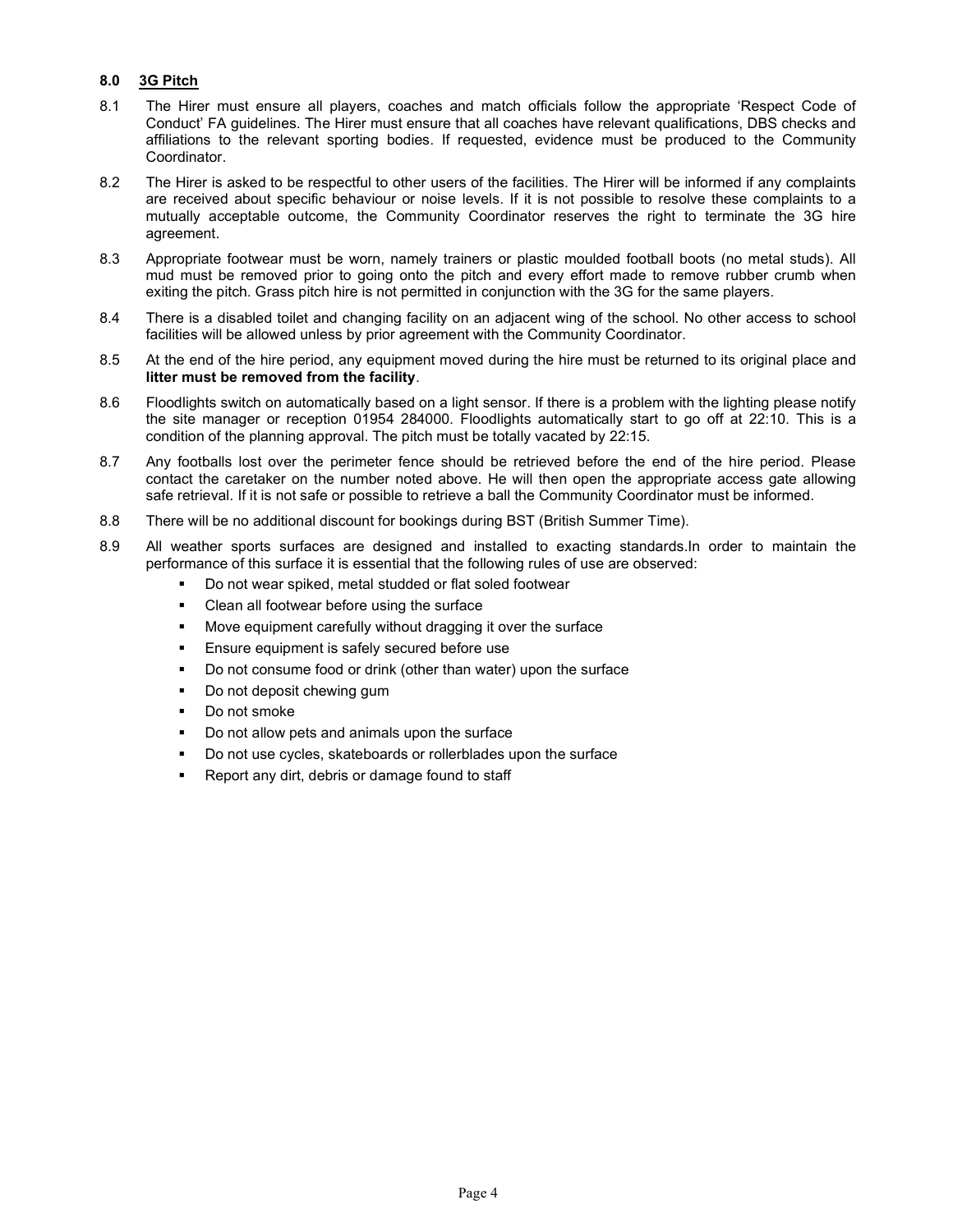## 8.0 3G Pitch

8.1 The Hirer must ensure all players, coaches and match officials follow the appropriate 'Respect Code of Conduct' FA guidelines. The Hirer must ensure that all coaches have relevant qualifications, DBS checks and affiliations to the relevant sporting bodies. If requested, evidence must be produced to the Community Coordinator.

8.2 The Hirer is asked to be respectful to other users of the facilities. The Hirer will be informed if any complaints are received about specific behaviour or noise levels. If it is not possible to resolve these complaints to a mutually acceptable outcome, the Community Coordinator reserves the right to terminate the 3G hire agreement.

8.3 Appropriate footwear must be worn, namely trainers or plastic moulded football boots (no metal studs). All mud must be removed prior to going onto the pitch and every effort made to remove rubber crumb when exiting the pitch. Grass pitch hire is not permitted in conjunction with the 3G for the same players.

8.4 There is a disabled toilet and changing facility on an adjacent wing of the school. No other access to school facilities will be allowed unless by prior agreement with the Community Coordinator.

8.5 At the end of the hire period, any equipment moved during the hire must be returned to its original place and **litter must be removed from the facility**.

8.6 Floodlights switch on automatically based on a light sensor. If there is a problem with the lighting please notify the site manager or reception 01954 284000. Floodlights automatically start to go off at 22:10. This is a condition of the planning approval. The pitch must be totally vacated by 22:15.

8.7 Any footballs lost over the perimeter fence should be retrieved before the end of the hire period. Please contact the caretaker on the number noted above. He will then open the appropriate access gate allowing safe retrieval. If it is not safe or possible to retrieve a ball the Community Coordinator must be informed.

8.8 There will be no additional discount for bookings during BST (British Summer Time).

8.9 All weather sports surfaces are designed and installed to exacting standards.In order to maintain the performance of this surface it is essential that the following rules of use are observed:

- Do not wear spiked, metal studded or flat soled footwear
- Clean all footwear before using the surface
- Move equipment carefully without dragging it over the surface
- Ensure equipment is safely secured before use
- Do not consume food or drink (other than water) upon the surface
- Do not deposit chewing gum
- Do not smoke
- Do not allow pets and animals upon the surface
- Do not use cycles, skateboards or rollerblades upon the surface
- Report any dirt, debris or damage found to staff